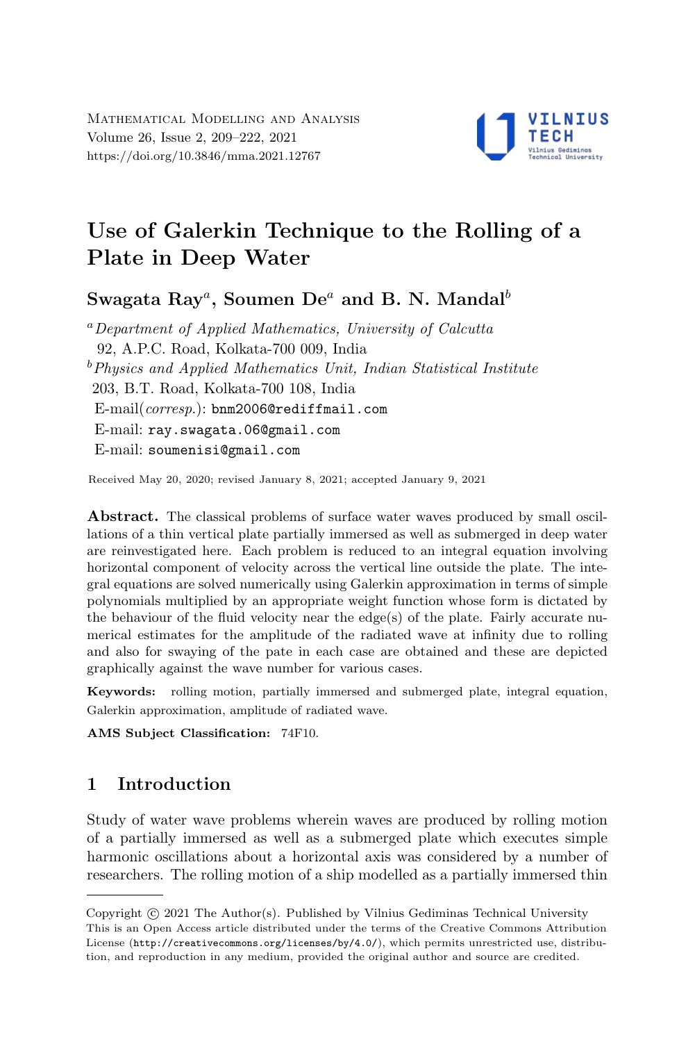Mathematical Modelling and Analysis
Volume 26, Issue 2, 209–222, 2021
https://doi.org/10.3846/mma.2021.12767

# Use of Galerkin Technique to the Rolling of a Plate in Deep Water

**Swagata Ray**[a], **Soumen De**[a] **and B. N. Mandal**[b]

[a] *Department of Applied Mathematics, University of Calcutta*
92, A.P.C. Road, Kolkata-700 009, India
[b] *Physics and Applied Mathematics Unit, Indian Statistical Institute*
203, B.T. Road, Kolkata-700 108, India
E-mail(*corresp.*): bnm2006@rediffmail.com
E-mail: ray.swagata.06@gmail.com
E-mail: soumenisi@gmail.com

Received May 20, 2020; revised January 8, 2021; accepted January 9, 2021

**Abstract.** The classical problems of surface water waves produced by small oscillations of a thin vertical plate partially immersed as well as submerged in deep water are reinvestigated here. Each problem is reduced to an integral equation involving horizontal component of velocity across the vertical line outside the plate. The integral equations are solved numerically using Galerkin approximation in terms of simple polynomials multiplied by an appropriate weight function whose form is dictated by the behaviour of the fluid velocity near the edge(s) of the plate. Fairly accurate numerical estimates for the amplitude of the radiated wave at infinity due to rolling and also for swaying of the pate in each case are obtained and these are depicted graphically against the wave number for various cases.

**Keywords:** rolling motion, partially immersed and submerged plate, integral equation, Galerkin approximation, amplitude of radiated wave.

**AMS Subject Classification:** 74F10.

## 1 Introduction

Study of water wave problems wherein waves are produced by rolling motion of a partially immersed as well as a submerged plate which executes simple harmonic oscillations about a horizontal axis was considered by a number of researchers. The rolling motion of a ship modelled as a partially immersed thin

Copyright © 2021 The Author(s). Published by Vilnius Gediminas Technical University
This is an Open Access article distributed under the terms of the Creative Commons Attribution License (http://creativecommons.org/licenses/by/4.0/), which permits unrestricted use, distribution, and reproduction in any medium, provided the original author and source are credited.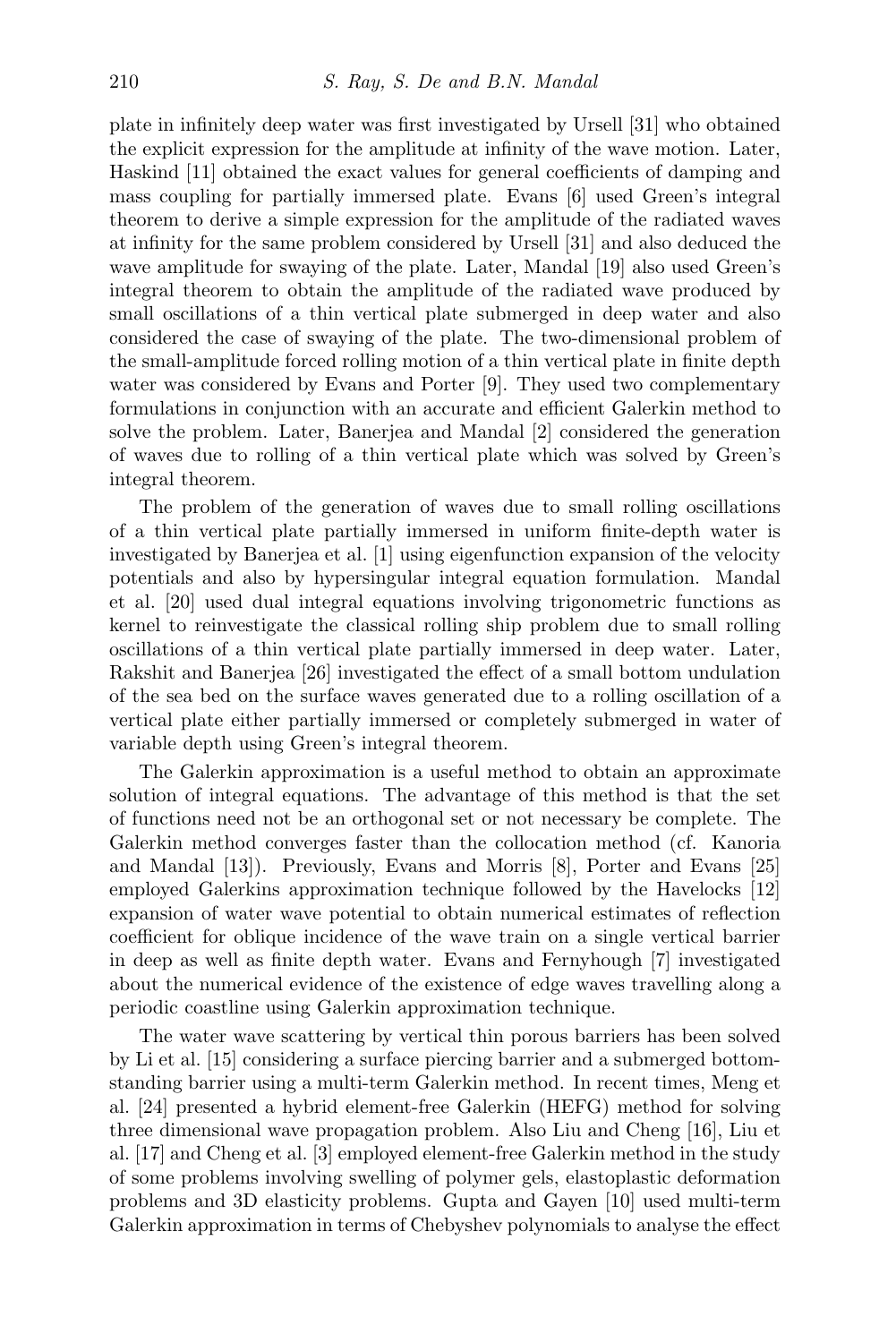plate in infinitely deep water was first investigated by Ursell [31] who obtained the explicit expression for the amplitude at infinity of the wave motion. Later, Haskind [11] obtained the exact values for general coefficients of damping and mass coupling for partially immersed plate. Evans [6] used Green's integral theorem to derive a simple expression for the amplitude of the radiated waves at infinity for the same problem considered by Ursell [31] and also deduced the wave amplitude for swaying of the plate. Later, Mandal [19] also used Green's integral theorem to obtain the amplitude of the radiated wave produced by small oscillations of a thin vertical plate submerged in deep water and also considered the case of swaying of the plate. The two-dimensional problem of the small-amplitude forced rolling motion of a thin vertical plate in finite depth water was considered by Evans and Porter [9]. They used two complementary formulations in conjunction with an accurate and efficient Galerkin method to solve the problem. Later, Banerjea and Mandal [2] considered the generation of waves due to rolling of a thin vertical plate which was solved by Green's integral theorem.

The problem of the generation of waves due to small rolling oscillations of a thin vertical plate partially immersed in uniform finite-depth water is investigated by Banerjea et al. [1] using eigenfunction expansion of the velocity potentials and also by hypersingular integral equation formulation. Mandal et al. [20] used dual integral equations involving trigonometric functions as kernel to reinvestigate the classical rolling ship problem due to small rolling oscillations of a thin vertical plate partially immersed in deep water. Later, Rakshit and Banerjea [26] investigated the effect of a small bottom undulation of the sea bed on the surface waves generated due to a rolling oscillation of a vertical plate either partially immersed or completely submerged in water of variable depth using Green's integral theorem.

The Galerkin approximation is a useful method to obtain an approximate solution of integral equations. The advantage of this method is that the set of functions need not be an orthogonal set or not necessary be complete. The Galerkin method converges faster than the collocation method (cf. Kanoria and Mandal [13]). Previously, Evans and Morris [8], Porter and Evans [25] employed Galerkins approximation technique followed by the Havelocks [12] expansion of water wave potential to obtain numerical estimates of reflection coefficient for oblique incidence of the wave train on a single vertical barrier in deep as well as finite depth water. Evans and Fernyhough [7] investigated about the numerical evidence of the existence of edge waves travelling along a periodic coastline using Galerkin approximation technique.

The water wave scattering by vertical thin porous barriers has been solved by Li et al. [15] considering a surface piercing barrier and a submerged bottom-standing barrier using a multi-term Galerkin method. In recent times, Meng et al. [24] presented a hybrid element-free Galerkin (HEFG) method for solving three dimensional wave propagation problem. Also Liu and Cheng [16], Liu et al. [17] and Cheng et al. [3] employed element-free Galerkin method in the study of some problems involving swelling of polymer gels, elastoplastic deformation problems and 3D elasticity problems. Gupta and Gayen [10] used multi-term Galerkin approximation in terms of Chebyshev polynomials to analyse the effect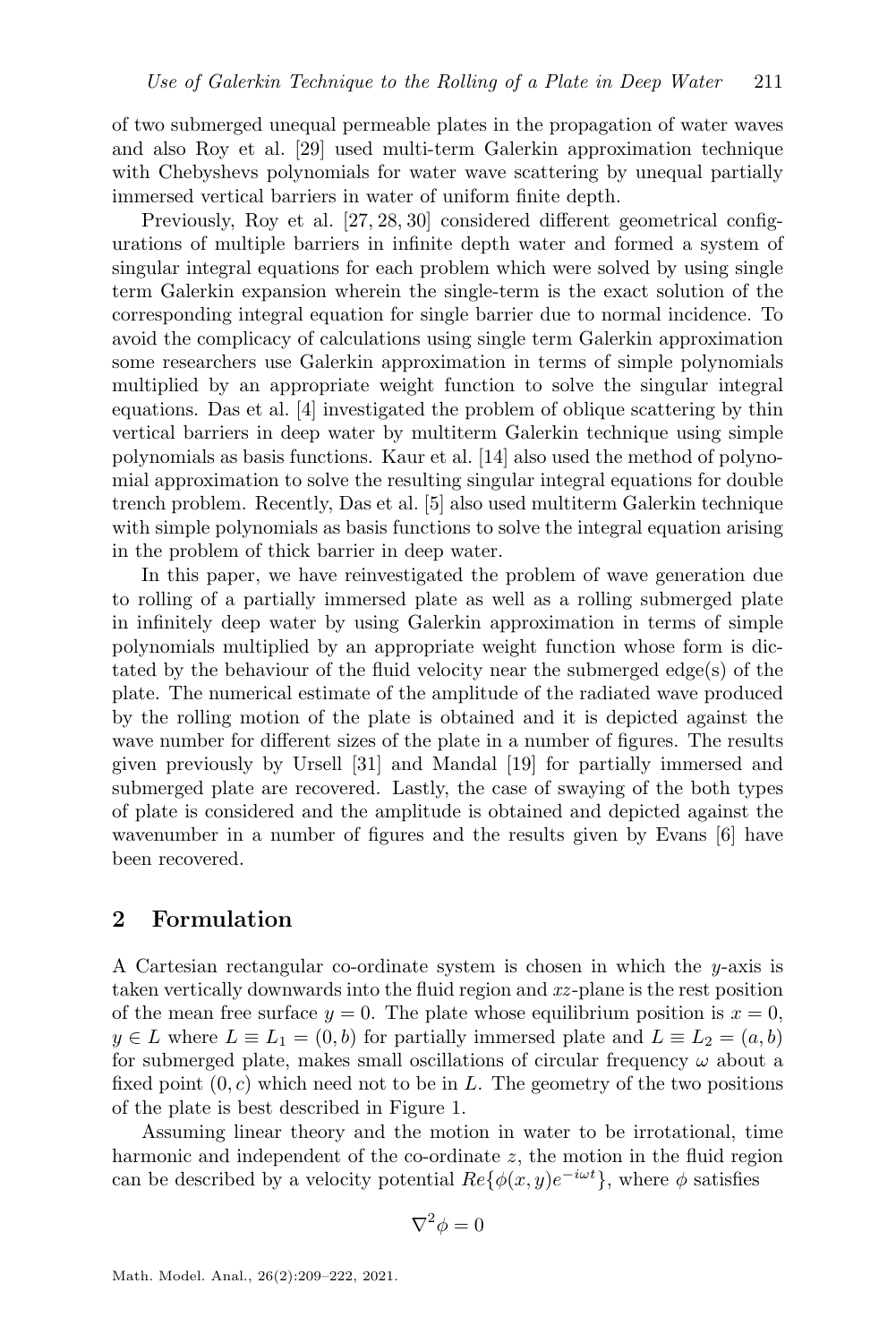of two submerged unequal permeable plates in the propagation of water waves and also Roy et al. [29] used multi-term Galerkin approximation technique with Chebyshevs polynomials for water wave scattering by unequal partially immersed vertical barriers in water of uniform finite depth.

Previously, Roy et al. [27, 28, 30] considered different geometrical configurations of multiple barriers in infinite depth water and formed a system of singular integral equations for each problem which were solved by using single term Galerkin expansion wherein the single-term is the exact solution of the corresponding integral equation for single barrier due to normal incidence. To avoid the complicacy of calculations using single term Galerkin approximation some researchers use Galerkin approximation in terms of simple polynomials multiplied by an appropriate weight function to solve the singular integral equations. Das et al. [4] investigated the problem of oblique scattering by thin vertical barriers in deep water by multiterm Galerkin technique using simple polynomials as basis functions. Kaur et al. [14] also used the method of polynomial approximation to solve the resulting singular integral equations for double trench problem. Recently, Das et al. [5] also used multiterm Galerkin technique with simple polynomials as basis functions to solve the integral equation arising in the problem of thick barrier in deep water.

In this paper, we have reinvestigated the problem of wave generation due to rolling of a partially immersed plate as well as a rolling submerged plate in infinitely deep water by using Galerkin approximation in terms of simple polynomials multiplied by an appropriate weight function whose form is dictated by the behaviour of the fluid velocity near the submerged edge(s) of the plate. The numerical estimate of the amplitude of the radiated wave produced by the rolling motion of the plate is obtained and it is depicted against the wave number for different sizes of the plate in a number of figures. The results given previously by Ursell [31] and Mandal [19] for partially immersed and submerged plate are recovered. Lastly, the case of swaying of the both types of plate is considered and the amplitude is obtained and depicted against the wavenumber in a number of figures and the results given by Evans [6] have been recovered.

## 2 Formulation

A Cartesian rectangular co-ordinate system is chosen in which the $y$-axis is taken vertically downwards into the fluid region and $xz$-plane is the rest position of the mean free surface $y = 0$. The plate whose equilibrium position is $x = 0$, $y \in L$ where $L \equiv L_1 = (0, b)$ for partially immersed plate and $L \equiv L_2 = (a, b)$ for submerged plate, makes small oscillations of circular frequency $\omega$ about a fixed point $(0, c)$ which need not to be in $L$. The geometry of the two positions of the plate is best described in Figure 1.

Assuming linear theory and the motion in water to be irrotational, time harmonic and independent of the co-ordinate $z$, the motion in the fluid region can be described by a velocity potential $Re\{\phi(x, y)e^{-i\omega t}\}$, where $\phi$ satisfies

$$\nabla^2 \phi = 0$$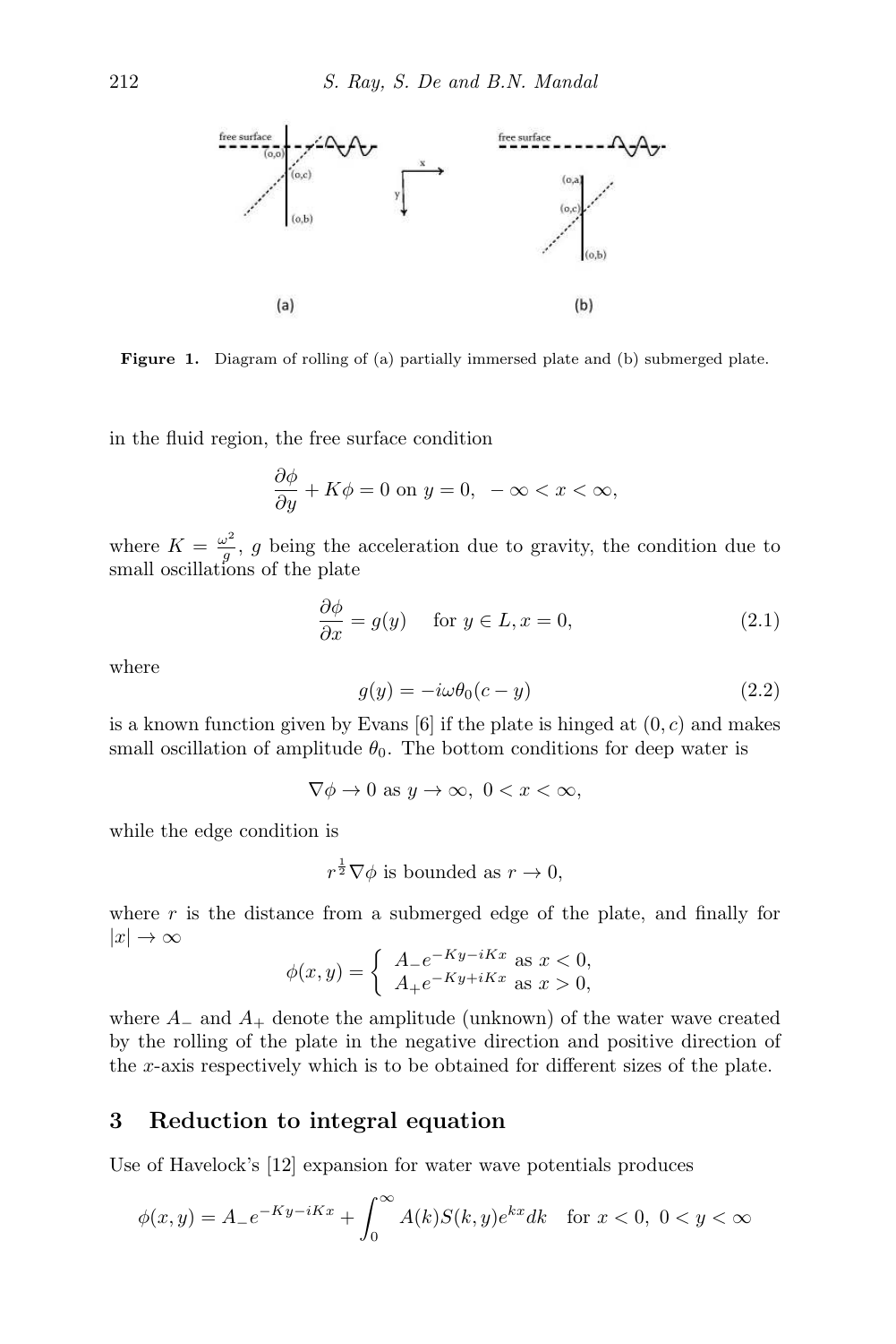**Figure 1.** Diagram of rolling of (a) partially immersed plate and (b) submerged plate.

in the fluid region, the free surface condition

$$\frac{\partial \phi}{\partial y} + K\phi = 0 \text{ on } y = 0, \ -\infty < x < \infty,$$

where $K = \frac{\omega^2}{g}$, $g$ being the acceleration due to gravity, the condition due to small oscillations of the plate

$$\frac{\partial \phi}{\partial x} = g(y) \quad \text{for } y \in L, x = 0, \tag{2.1}$$

where

$$g(y) = -i\omega\theta_0(c - y) \tag{2.2}$$

is a known function given by Evans [6] if the plate is hinged at $(0, c)$ and makes small oscillation of amplitude $\theta_0$. The bottom conditions for deep water is

$$\nabla\phi \to 0 \text{ as } y \to \infty, \ 0 < x < \infty,$$

while the edge condition is

$$r^{\frac{1}{2}}\nabla\phi \text{ is bounded as } r \to 0,$$

where $r$ is the distance from a submerged edge of the plate, and finally for $|x| \to \infty$

$$\phi(x, y) = \begin{cases} A_- e^{-Ky - iKx} \text{ as } x < 0, \\ A_+ e^{-Ky + iKx} \text{ as } x > 0, \end{cases}$$

where $A_-$ and $A_+$ denote the amplitude (unknown) of the water wave created by the rolling of the plate in the negative direction and positive direction of the $x$-axis respectively which is to be obtained for different sizes of the plate.

## 3 Reduction to integral equation

Use of Havelock's [12] expansion for water wave potentials produces

$$\phi(x, y) = A_- e^{-Ky - iKx} + \int_0^\infty A(k) S(k, y) e^{kx} dk \quad \text{for } x < 0, \ 0 < y < \infty$$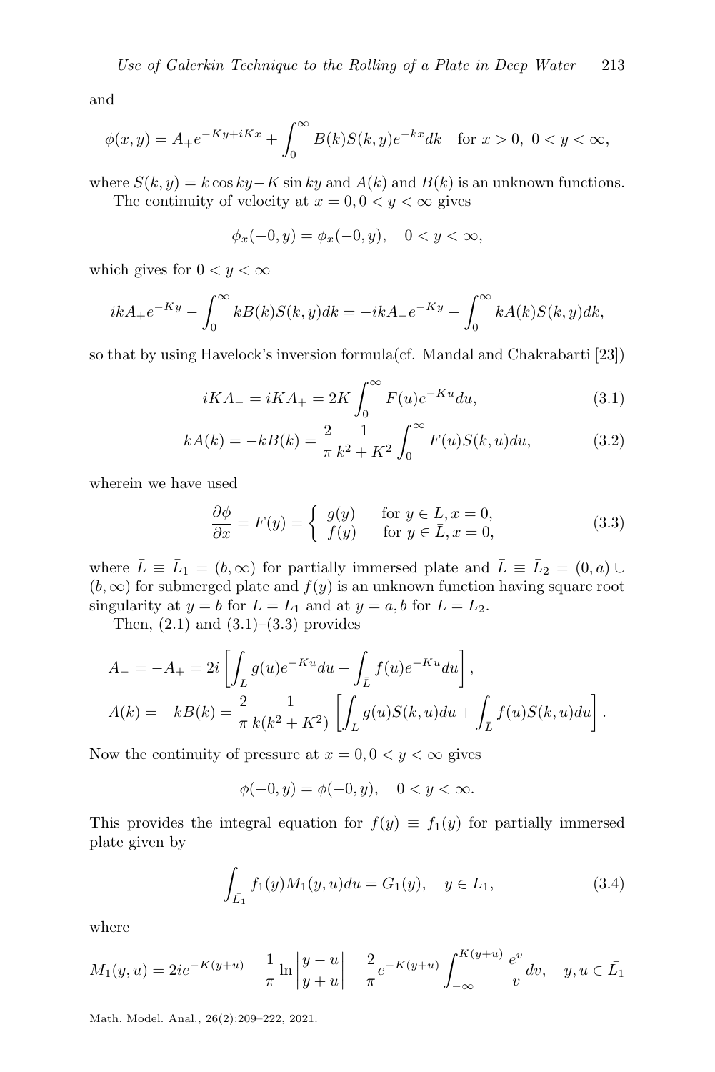and

$$\phi(x,y) = A_+ e^{-Ky+iKx} + \int_0^\infty B(k)S(k,y)e^{-kx}dk \quad \text{for } x>0,\ 0<y<\infty,$$

where $S(k,y) = k\cos ky - K\sin ky$ and $A(k)$ and $B(k)$ is an unknown functions.

The continuity of velocity at $x=0, 0<y<\infty$ gives

$$\phi_x(+0,y) = \phi_x(-0,y), \quad 0<y<\infty,$$

which gives for $0<y<\infty$

$$ikA_+ e^{-Ky} - \int_0^\infty kB(k)S(k,y)dk = -ikA_- e^{-Ky} - \int_0^\infty kA(k)S(k,y)dk,$$

so that by using Havelock's inversion formula(cf. Mandal and Chakrabarti [23])

$$-iKA_- = iKA_+ = 2K\int_0^\infty F(u)e^{-Ku}du, \tag{3.1}$$

$$kA(k) = -kB(k) = \frac{2}{\pi}\frac{1}{k^2+K^2}\int_0^\infty F(u)S(k,u)du, \tag{3.2}$$

wherein we have used

$$\frac{\partial \phi}{\partial x} = F(y) = \begin{cases} g(y) & \text{for } y\in L, x=0, \\ f(y) & \text{for } y\in \bar{L}, x=0, \end{cases} \tag{3.3}$$

where $\bar{L} \equiv \bar{L}_1 = (b,\infty)$ for partially immersed plate and $\bar{L} \equiv \bar{L}_2 = (0,a)\cup(b,\infty)$ for submerged plate and $f(y)$ is an unknown function having square root singularity at $y=b$ for $\bar{L}=\bar{L_1}$ and at $y=a,b$ for $\bar{L}=\bar{L_2}$.

Then, (2.1) and (3.1)–(3.3) provides

$$A_- = -A_+ = 2i\left[\int_L g(u)e^{-Ku}du + \int_{\bar{L}} f(u)e^{-Ku}du\right],$$

$$A(k) = -kB(k) = \frac{2}{\pi}\frac{1}{k(k^2+K^2)}\left[\int_L g(u)S(k,u)du + \int_{\bar{L}} f(u)S(k,u)du\right].$$

Now the continuity of pressure at $x=0, 0<y<\infty$ gives

$$\phi(+0,y) = \phi(-0,y), \quad 0<y<\infty.$$

This provides the integral equation for $f(y)\equiv f_1(y)$ for partially immersed plate given by

$$\int_{\bar{L_1}} f_1(y)M_1(y,u)du = G_1(y), \quad y\in\bar{L_1}, \tag{3.4}$$

where

$$M_1(y,u) = 2ie^{-K(y+u)} - \frac{1}{\pi}\ln\left|\frac{y-u}{y+u}\right| - \frac{2}{\pi}e^{-K(y+u)}\int_{-\infty}^{K(y+u)}\frac{e^v}{v}dv, \quad y,u\in\bar{L_1}$$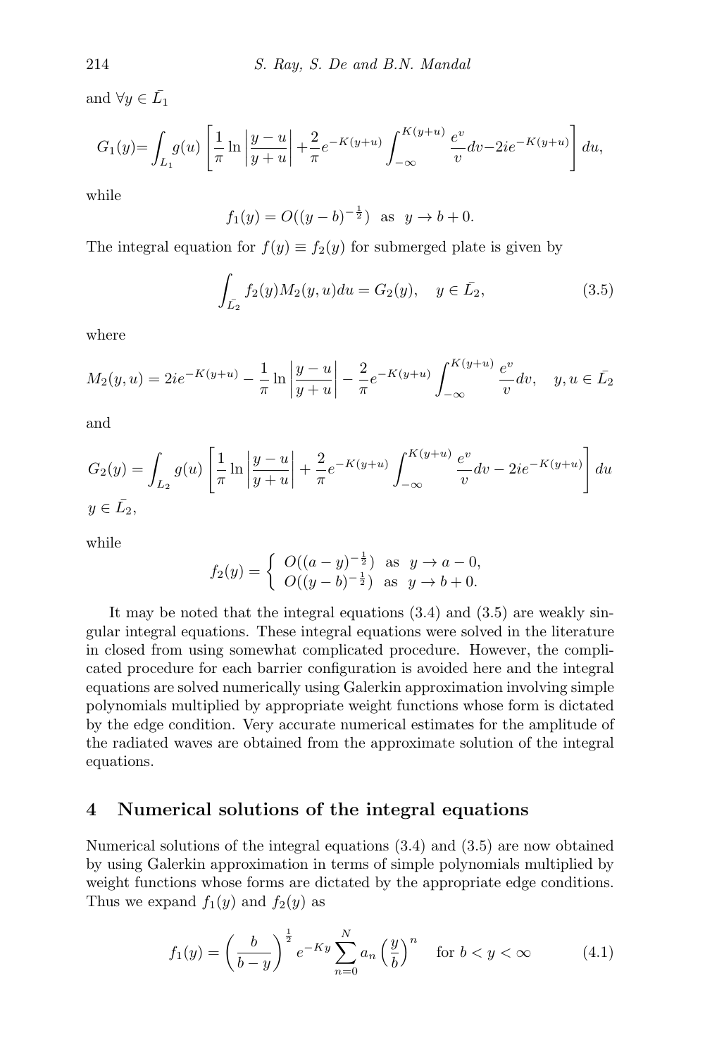and $\forall y \in \bar{L_1}$

$$G_1(y)=\int_{L_1} g(u)\left[\frac{1}{\pi}\ln\left|\frac{y-u}{y+u}\right|+\frac{2}{\pi}e^{-K(y+u)}\int_{-\infty}^{K(y+u)}\frac{e^v}{v}dv-2ie^{-K(y+u)}\right]du,$$

while

$$f_1(y)=O((y-b)^{-\frac{1}{2}}) \text{ as } y\to b+0.$$

The integral equation for $f(y)\equiv f_2(y)$ for submerged plate is given by

$$\int_{\bar{L_2}} f_2(y)M_2(y,u)du = G_2(y), \quad y\in \bar{L_2}, \tag{3.5}$$

where

$$M_2(y,u)=2ie^{-K(y+u)}-\frac{1}{\pi}\ln\left|\frac{y-u}{y+u}\right|-\frac{2}{\pi}e^{-K(y+u)}\int_{-\infty}^{K(y+u)}\frac{e^v}{v}dv, \quad y,u\in \bar{L_2}$$

and

$$G_2(y)=\int_{L_2} g(u)\left[\frac{1}{\pi}\ln\left|\frac{y-u}{y+u}\right|+\frac{2}{\pi}e^{-K(y+u)}\int_{-\infty}^{K(y+u)}\frac{e^v}{v}dv-2ie^{-K(y+u)}\right]du$$

$y\in \bar{L_2}$,

while

$$f_2(y)=\begin{cases} O((a-y)^{-\frac{1}{2}}) & \text{as } y\to a-0, \\ O((y-b)^{-\frac{1}{2}}) & \text{as } y\to b+0. \end{cases}$$

It may be noted that the integral equations (3.4) and (3.5) are weakly singular integral equations. These integral equations were solved in the literature in closed from using somewhat complicated procedure. However, the complicated procedure for each barrier configuration is avoided here and the integral equations are solved numerically using Galerkin approximation involving simple polynomials multiplied by appropriate weight functions whose form is dictated by the edge condition. Very accurate numerical estimates for the amplitude of the radiated waves are obtained from the approximate solution of the integral equations.

## 4 Numerical solutions of the integral equations

Numerical solutions of the integral equations (3.4) and (3.5) are now obtained by using Galerkin approximation in terms of simple polynomials multiplied by weight functions whose forms are dictated by the appropriate edge conditions. Thus we expand $f_1(y)$ and $f_2(y)$ as

$$f_1(y)=\left(\frac{b}{b-y}\right)^{\frac{1}{2}} e^{-Ky}\sum_{n=0}^{N} a_n\left(\frac{y}{b}\right)^n \quad \text{for } b<y<\infty \tag{4.1}$$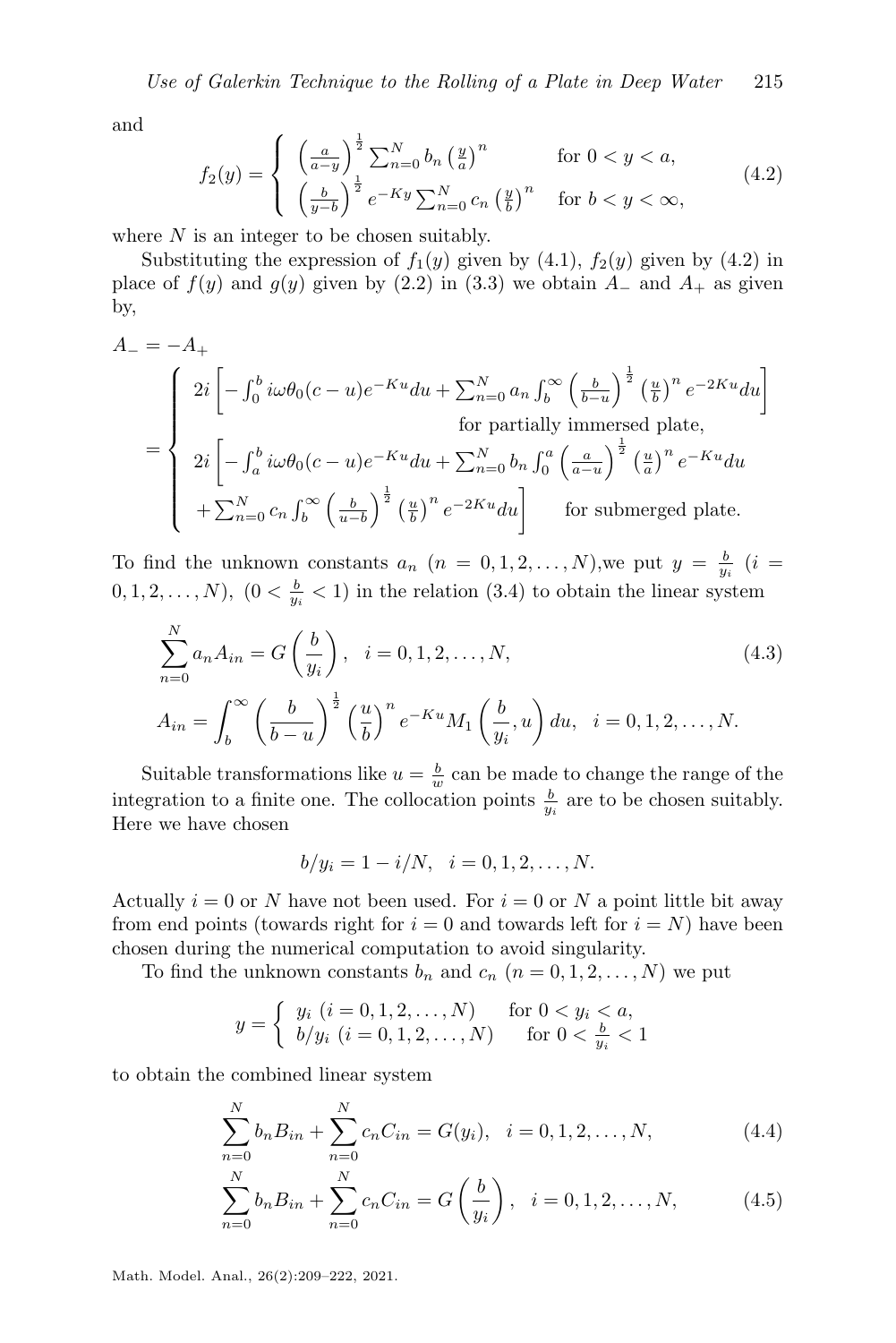and

$$f_2(y) = \begin{cases} \left(\frac{a}{a-y}\right)^{\frac{1}{2}} \sum_{n=0}^{N} b_n \left(\frac{y}{a}\right)^n & \text{for } 0 < y < a, \\ \left(\frac{b}{y-b}\right)^{\frac{1}{2}} e^{-Ky} \sum_{n=0}^{N} c_n \left(\frac{y}{b}\right)^n & \text{for } b < y < \infty, \end{cases} \tag{4.2}$$

where $N$ is an integer to be chosen suitably.

Substituting the expression of $f_1(y)$ given by (4.1), $f_2(y)$ given by (4.2) in place of $f(y)$ and $g(y)$ given by (2.2) in (3.3) we obtain $A_-$ and $A_+$ as given by,

$$A_- = -A_+$$

$$= \begin{cases} 2i\left[-\int_0^b i\omega\theta_0(c-u)e^{-Ku}du + \sum_{n=0}^{N} a_n \int_b^\infty \left(\frac{b}{b-u}\right)^{\frac{1}{2}} \left(\frac{u}{b}\right)^n e^{-2Ku}du\right] \\ \qquad\qquad\qquad\qquad \text{for partially immersed plate,} \\ 2i\left[-\int_a^b i\omega\theta_0(c-u)e^{-Ku}du + \sum_{n=0}^{N} b_n \int_0^a \left(\frac{a}{a-u}\right)^{\frac{1}{2}} \left(\frac{u}{a}\right)^n e^{-Ku}du \right. \\ \left. + \sum_{n=0}^{N} c_n \int_b^\infty \left(\frac{b}{u-b}\right)^{\frac{1}{2}} \left(\frac{u}{b}\right)^n e^{-2Ku}du\right] \qquad \text{for submerged plate.} \end{cases}$$

To find the unknown constants $a_n$ $(n = 0, 1, 2, \ldots, N)$,we put $y = \frac{b}{y_i}$ $(i = 0, 1, 2, \ldots, N)$, $(0 < \frac{b}{y_i} < 1)$ in the relation (3.4) to obtain the linear system

$$\sum_{n=0}^{N} a_n A_{in} = G\left(\frac{b}{y_i}\right), \quad i = 0, 1, 2, \ldots, N, \tag{4.3}$$

$$A_{in} = \int_b^\infty \left(\frac{b}{b-u}\right)^{\frac{1}{2}} \left(\frac{u}{b}\right)^n e^{-Ku} M_1\left(\frac{b}{y_i}, u\right) du, \quad i = 0, 1, 2, \ldots, N.$$

Suitable transformations like $u = \frac{b}{w}$ can be made to change the range of the integration to a finite one. The collocation points $\frac{b}{y_i}$ are to be chosen suitably. Here we have chosen

$$b/y_i = 1 - i/N, \quad i = 0, 1, 2, \ldots, N.$$

Actually $i = 0$ or $N$ have not been used. For $i = 0$ or $N$ a point little bit away from end points (towards right for $i = 0$ and towards left for $i = N$) have been chosen during the numerical computation to avoid singularity.

To find the unknown constants $b_n$ and $c_n$ $(n = 0, 1, 2, \ldots, N)$ we put

$$y = \begin{cases} y_i \ (i = 0, 1, 2, \ldots, N) & \text{for } 0 < y_i < a, \\ b/y_i \ (i = 0, 1, 2, \ldots, N) & \text{for } 0 < \frac{b}{y_i} < 1 \end{cases}$$

to obtain the combined linear system

$$\sum_{n=0}^{N} b_n B_{in} + \sum_{n=0}^{N} c_n C_{in} = G(y_i), \quad i = 0, 1, 2, \ldots, N, \tag{4.4}$$

$$\sum_{n=0}^{N} b_n B_{in} + \sum_{n=0}^{N} c_n C_{in} = G\left(\frac{b}{y_i}\right), \quad i = 0, 1, 2, \ldots, N, \tag{4.5}$$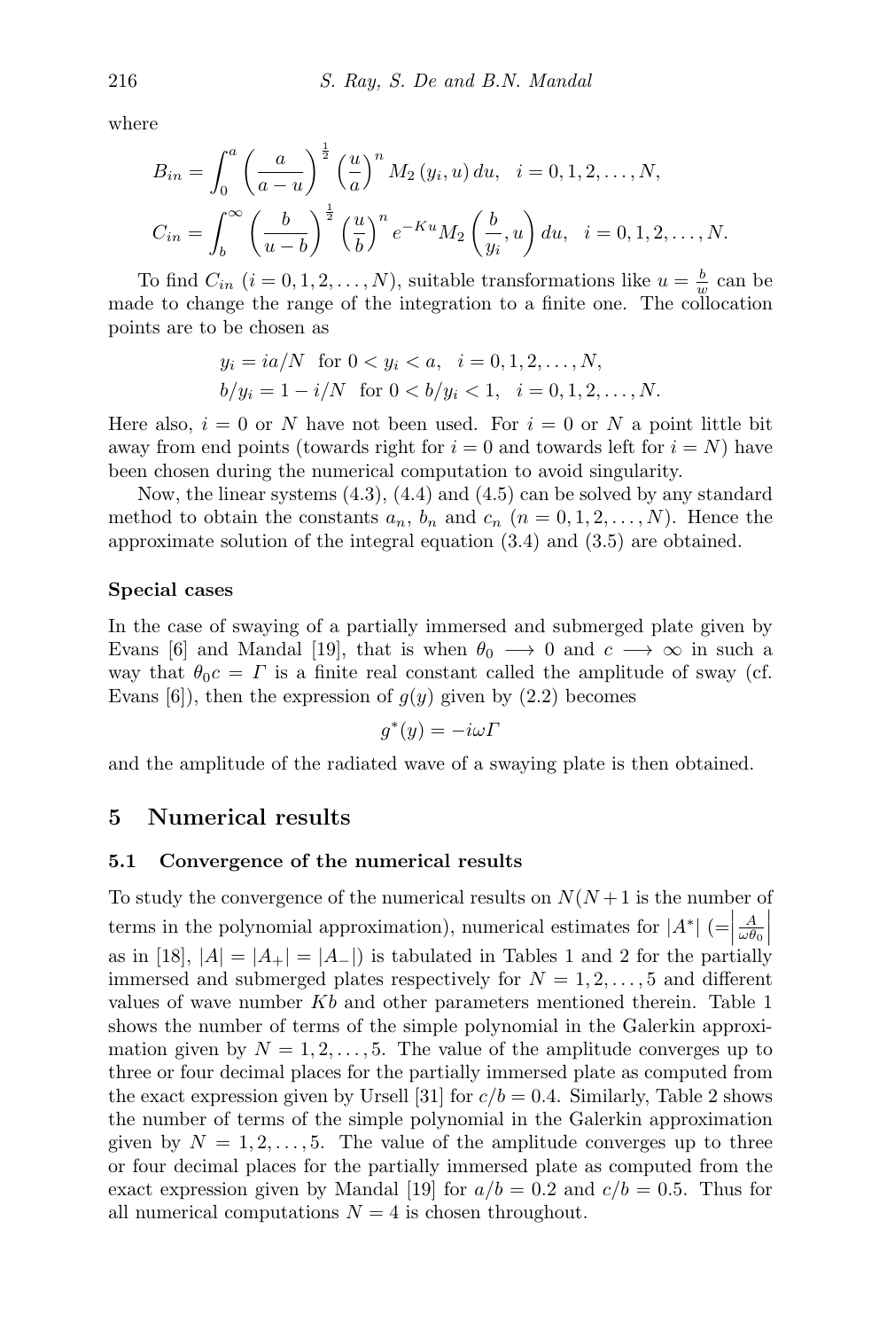where

$$B_{in} = \int_0^a \left(\frac{a}{a-u}\right)^{\frac{1}{2}} \left(\frac{u}{a}\right)^n M_2\left(y_i, u\right) du, \quad i = 0, 1, 2, \ldots, N,$$

$$C_{in} = \int_b^\infty \left(\frac{b}{u-b}\right)^{\frac{1}{2}} \left(\frac{u}{b}\right)^n e^{-Ku} M_2\left(\frac{b}{y_i}, u\right) du, \quad i = 0, 1, 2, \ldots, N.$$

To find $C_{in}$ $(i = 0, 1, 2, \ldots, N)$, suitable transformations like $u = \frac{b}{w}$ can be made to change the range of the integration to a finite one. The collocation points are to be chosen as

$$y_i = ia/N \quad \text{for } 0 < y_i < a, \quad i = 0, 1, 2, \ldots, N,$$
$$b/y_i = 1 - i/N \quad \text{for } 0 < b/y_i < 1, \quad i = 0, 1, 2, \ldots, N.$$

Here also, $i = 0$ or $N$ have not been used. For $i = 0$ or $N$ a point little bit away from end points (towards right for $i = 0$ and towards left for $i = N$) have been chosen during the numerical computation to avoid singularity.

Now, the linear systems (4.3), (4.4) and (4.5) can be solved by any standard method to obtain the constants $a_n$, $b_n$ and $c_n$ $(n = 0, 1, 2, \ldots, N)$. Hence the approximate solution of the integral equation (3.4) and (3.5) are obtained.

**Special cases**

In the case of swaying of a partially immersed and submerged plate given by Evans [6] and Mandal [19], that is when $\theta_0 \longrightarrow 0$ and $c \longrightarrow \infty$ in such a way that $\theta_0 c = \Gamma$ is a finite real constant called the amplitude of sway (cf. Evans [6]), then the expression of $g(y)$ given by (2.2) becomes

$$g^*(y) = -i\omega\Gamma$$

and the amplitude of the radiated wave of a swaying plate is then obtained.

## 5 Numerical results

### 5.1 Convergence of the numerical results

To study the convergence of the numerical results on $N$($N+1$ is the number of terms in the polynomial approximation), numerical estimates for $|A^*|$ $\left(=\left|\frac{A}{\omega\theta_0}\right|\right.$ as in [18], $|A| = |A_+| = |A_-|$) is tabulated in Tables 1 and 2 for the partially immersed and submerged plates respectively for $N = 1, 2, \ldots, 5$ and different values of wave number $Kb$ and other parameters mentioned therein. Table 1 shows the number of terms of the simple polynomial in the Galerkin approximation given by $N = 1, 2, \ldots, 5$. The value of the amplitude converges up to three or four decimal places for the partially immersed plate as computed from the exact expression given by Ursell [31] for $c/b = 0.4$. Similarly, Table 2 shows the number of terms of the simple polynomial in the Galerkin approximation given by $N = 1, 2, \ldots, 5$. The value of the amplitude converges up to three or four decimal places for the partially immersed plate as computed from the exact expression given by Mandal [19] for $a/b = 0.2$ and $c/b = 0.5$. Thus for all numerical computations $N = 4$ is chosen throughout.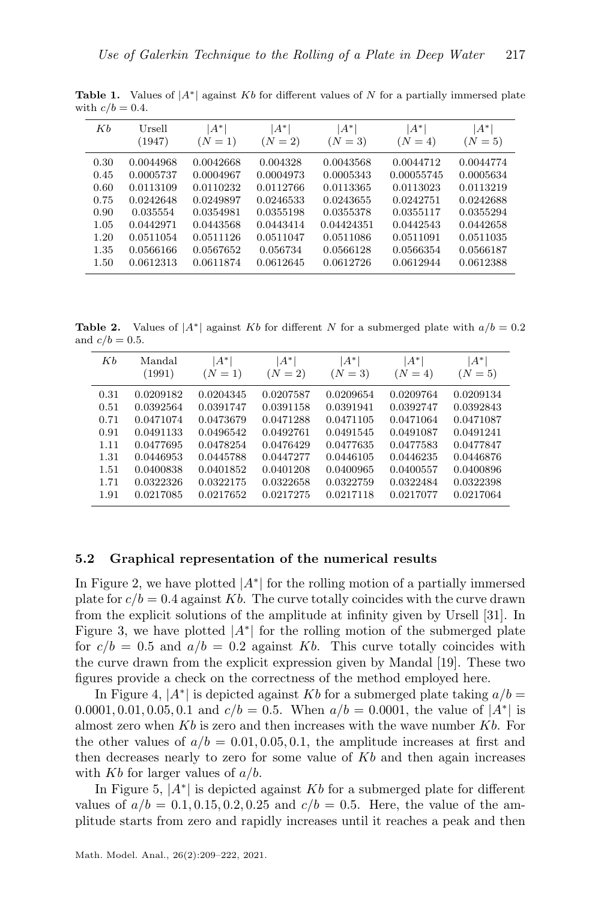**Table 1.** Values of $|A^*|$ against $Kb$ for different values of $N$ for a partially immersed plate with $c/b = 0.4$.

| $Kb$ | Ursell (1947) | $\lvert A^*\rvert$ ($N=1$) | $\lvert A^*\rvert$ ($N=2$) | $\lvert A^*\rvert$ ($N=3$) | $\lvert A^*\rvert$ ($N=4$) | $\lvert A^*\rvert$ ($N=5$) |
|---|---|---|---|---|---|---|
| 0.30 | 0.0044968 | 0.0042668 | 0.004328 | 0.0043568 | 0.0044712 | 0.0044774 |
| 0.45 | 0.0005737 | 0.0004967 | 0.0004973 | 0.0005343 | 0.00055745 | 0.0005634 |
| 0.60 | 0.0113109 | 0.0110232 | 0.0112766 | 0.0113365 | 0.0113023 | 0.0113219 |
| 0.75 | 0.0242648 | 0.0249897 | 0.0246533 | 0.0243655 | 0.0242751 | 0.0242688 |
| 0.90 | 0.035554 | 0.0354981 | 0.0355198 | 0.0355378 | 0.0355117 | 0.0355294 |
| 1.05 | 0.0442971 | 0.0443568 | 0.0443414 | 0.04424351 | 0.0442543 | 0.0442658 |
| 1.20 | 0.0511054 | 0.0511126 | 0.0511047 | 0.0511086 | 0.0511091 | 0.0511035 |
| 1.35 | 0.0566166 | 0.0567652 | 0.056734 | 0.0566128 | 0.0566354 | 0.0566187 |
| 1.50 | 0.0612313 | 0.0611874 | 0.0612645 | 0.0612726 | 0.0612944 | 0.0612388 |

**Table 2.** Values of $|A^*|$ against $Kb$ for different $N$ for a submerged plate with $a/b = 0.2$ and $c/b = 0.5$.

| $Kb$ | Mandal (1991) | $\lvert A^*\rvert$ ($N=1$) | $\lvert A^*\rvert$ ($N=2$) | $\lvert A^*\rvert$ ($N=3$) | $\lvert A^*\rvert$ ($N=4$) | $\lvert A^*\rvert$ ($N=5$) |
|---|---|---|---|---|---|---|
| 0.31 | 0.0209182 | 0.0204345 | 0.0207587 | 0.0209654 | 0.0209764 | 0.0209134 |
| 0.51 | 0.0392564 | 0.0391747 | 0.0391158 | 0.0391941 | 0.0392747 | 0.0392843 |
| 0.71 | 0.0471074 | 0.0473679 | 0.0471288 | 0.0471105 | 0.0471064 | 0.0471087 |
| 0.91 | 0.0491133 | 0.0496542 | 0.0492761 | 0.0491545 | 0.0491087 | 0.0491241 |
| 1.11 | 0.0477695 | 0.0478254 | 0.0476429 | 0.0477635 | 0.0477583 | 0.0477847 |
| 1.31 | 0.0446953 | 0.0445788 | 0.0447277 | 0.0446105 | 0.0446235 | 0.0446876 |
| 1.51 | 0.0400838 | 0.0401852 | 0.0401208 | 0.0400965 | 0.0400557 | 0.0400896 |
| 1.71 | 0.0322326 | 0.0322175 | 0.0322658 | 0.0322759 | 0.0322484 | 0.0322398 |
| 1.91 | 0.0217085 | 0.0217652 | 0.0217275 | 0.0217118 | 0.0217077 | 0.0217064 |

### 5.2 Graphical representation of the numerical results

In Figure 2, we have plotted $|A^*|$ for the rolling motion of a partially immersed plate for $c/b = 0.4$ against $Kb$. The curve totally coincides with the curve drawn from the explicit solutions of the amplitude at infinity given by Ursell [31]. In Figure 3, we have plotted $|A^*|$ for the rolling motion of the submerged plate for $c/b = 0.5$ and $a/b = 0.2$ against $Kb$. This curve totally coincides with the curve drawn from the explicit expression given by Mandal [19]. These two figures provide a check on the correctness of the method employed here.

In Figure 4, $|A^*|$ is depicted against $Kb$ for a submerged plate taking $a/b = 0.0001, 0.01, 0.05, 0.1$ and $c/b = 0.5$. When $a/b = 0.0001$, the value of $|A^*|$ is almost zero when $Kb$ is zero and then increases with the wave number $Kb$. For the other values of $a/b = 0.01, 0.05, 0.1$, the amplitude increases at first and then decreases nearly to zero for some value of $Kb$ and then again increases with $Kb$ for larger values of $a/b$.

In Figure 5, $|A^*|$ is depicted against $Kb$ for a submerged plate for different values of $a/b = 0.1, 0.15, 0.2, 0.25$ and $c/b = 0.5$. Here, the value of the amplitude starts from zero and rapidly increases until it reaches a peak and then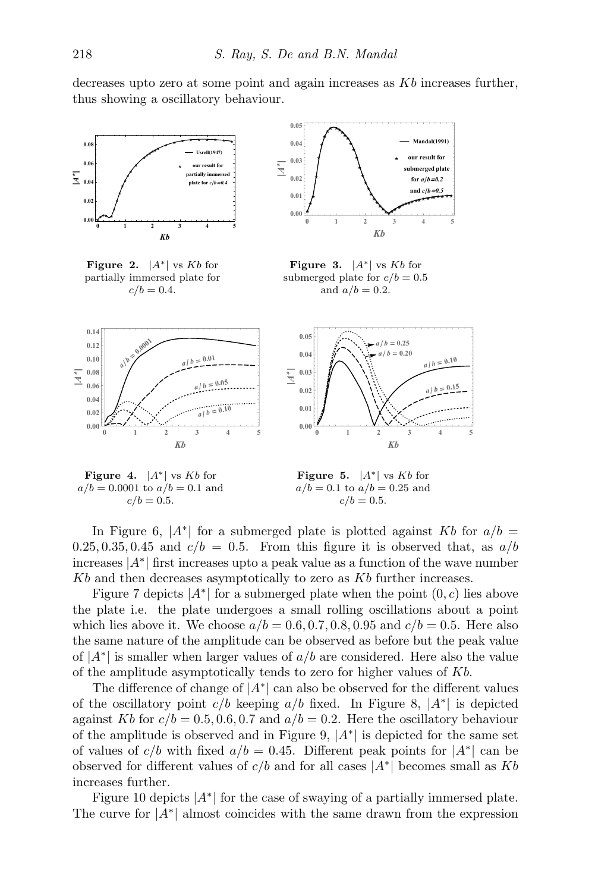decreases upto zero at some point and again increases as $Kb$ increases further, thus showing a oscillatory behaviour.

**Figure 2.** $|A^*|$ vs $Kb$ for partially immersed plate for $c/b = 0.4$.

**Figure 3.** $|A^*|$ vs $Kb$ for submerged plate for $c/b = 0.5$ and $a/b = 0.2$.

**Figure 4.** $|A^*|$ vs $Kb$ for $a/b = 0.0001$ to $a/b = 0.1$ and $c/b = 0.5$.

**Figure 5.** $|A^*|$ vs $Kb$ for $a/b = 0.1$ to $a/b = 0.25$ and $c/b = 0.5$.

In Figure 6, $|A^*|$ for a submerged plate is plotted against $Kb$ for $a/b = 0.25, 0.35, 0.45$ and $c/b = 0.5$. From this figure it is observed that, as $a/b$ increases $|A^*|$ first increases upto a peak value as a function of the wave number $Kb$ and then decreases asymptotically to zero as $Kb$ further increases.

Figure 7 depicts $|A^*|$ for a submerged plate when the point $(0, c)$ lies above the plate i.e. the plate undergoes a small rolling oscillations about a point which lies above it. We choose $a/b = 0.6, 0.7, 0.8, 0.95$ and $c/b = 0.5$. Here also the same nature of the amplitude can be observed as before but the peak value of $|A^*|$ is smaller when larger values of $a/b$ are considered. Here also the value of the amplitude asymptotically tends to zero for higher values of $Kb$.

The difference of change of $|A^*|$ can also be observed for the different values of the oscillatory point $c/b$ keeping $a/b$ fixed. In Figure 8, $|A^*|$ is depicted against $Kb$ for $c/b = 0.5, 0.6, 0.7$ and $a/b = 0.2$. Here the oscillatory behaviour of the amplitude is observed and in Figure 9, $|A^*|$ is depicted for the same set of values of $c/b$ with fixed $a/b = 0.45$. Different peak points for $|A^*|$ can be observed for different values of $c/b$ and for all cases $|A^*|$ becomes small as $Kb$ increases further.

Figure 10 depicts $|A^*|$ for the case of swaying of a partially immersed plate. The curve for $|A^*|$ almost coincides with the same drawn from the expression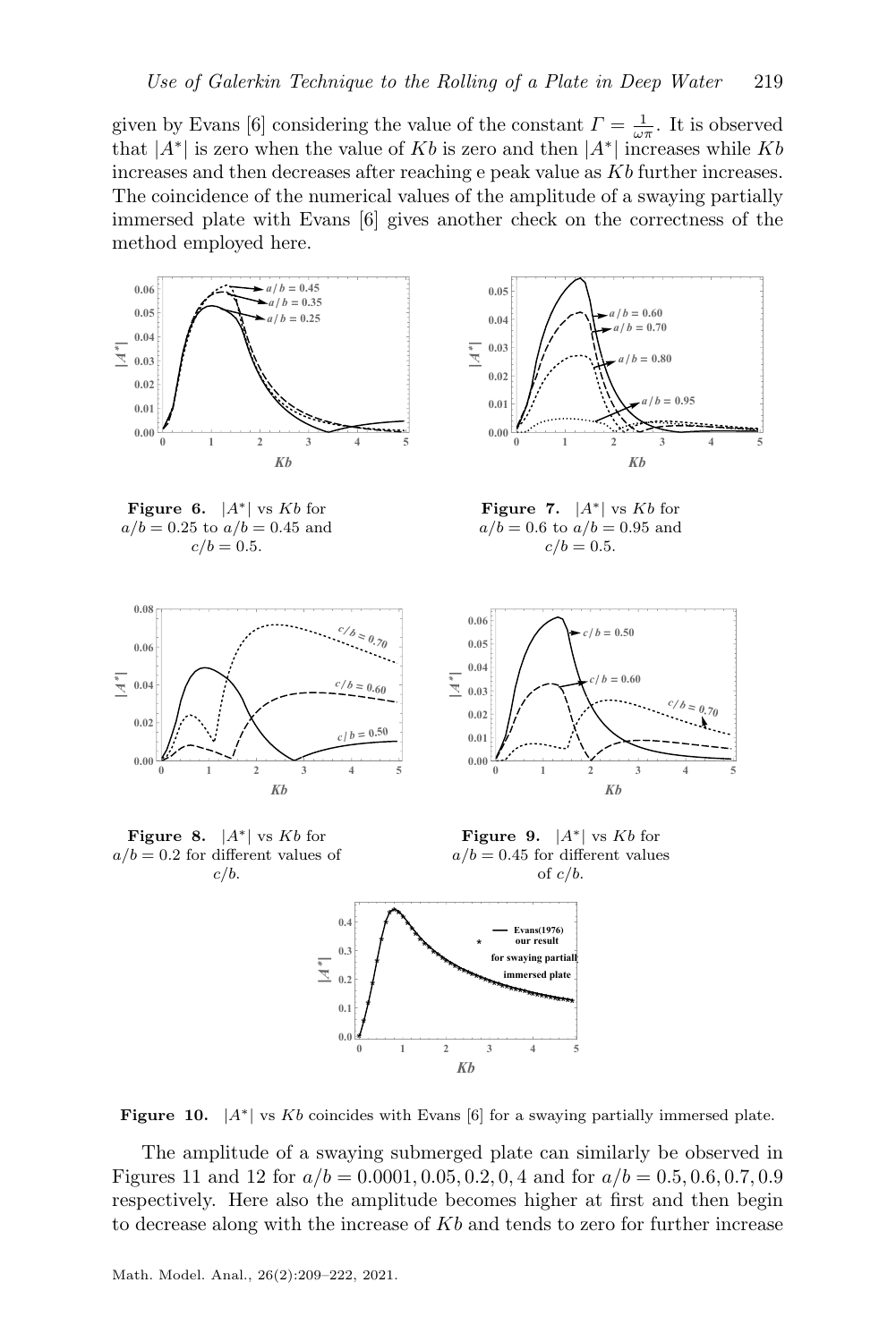given by Evans [6] considering the value of the constant $\Gamma = \frac{1}{\omega\pi}$. It is observed that $|A^*|$ is zero when the value of $Kb$ is zero and then $|A^*|$ increases while $Kb$ increases and then decreases after reaching e peak value as $Kb$ further increases. The coincidence of the numerical values of the amplitude of a swaying partially immersed plate with Evans [6] gives another check on the correctness of the method employed here.

**Figure 6.** $|A^*|$ vs $Kb$ for $a/b = 0.25$ to $a/b = 0.45$ and $c/b = 0.5$.

**Figure 7.** $|A^*|$ vs $Kb$ for $a/b = 0.6$ to $a/b = 0.95$ and $c/b = 0.5$.

**Figure 8.** $|A^*|$ vs $Kb$ for $a/b = 0.2$ for different values of $c/b$.

**Figure 9.** $|A^*|$ vs $Kb$ for $a/b = 0.45$ for different values of $c/b$.

**Figure 10.** $|A^*|$ vs $Kb$ coincides with Evans [6] for a swaying partially immersed plate.

The amplitude of a swaying submerged plate can similarly be observed in Figures 11 and 12 for $a/b = 0.0001, 0.05, 0.2, 0, 4$ and for $a/b = 0.5, 0.6, 0.7, 0.9$ respectively. Here also the amplitude becomes higher at first and then begin to decrease along with the increase of $Kb$ and tends to zero for further increase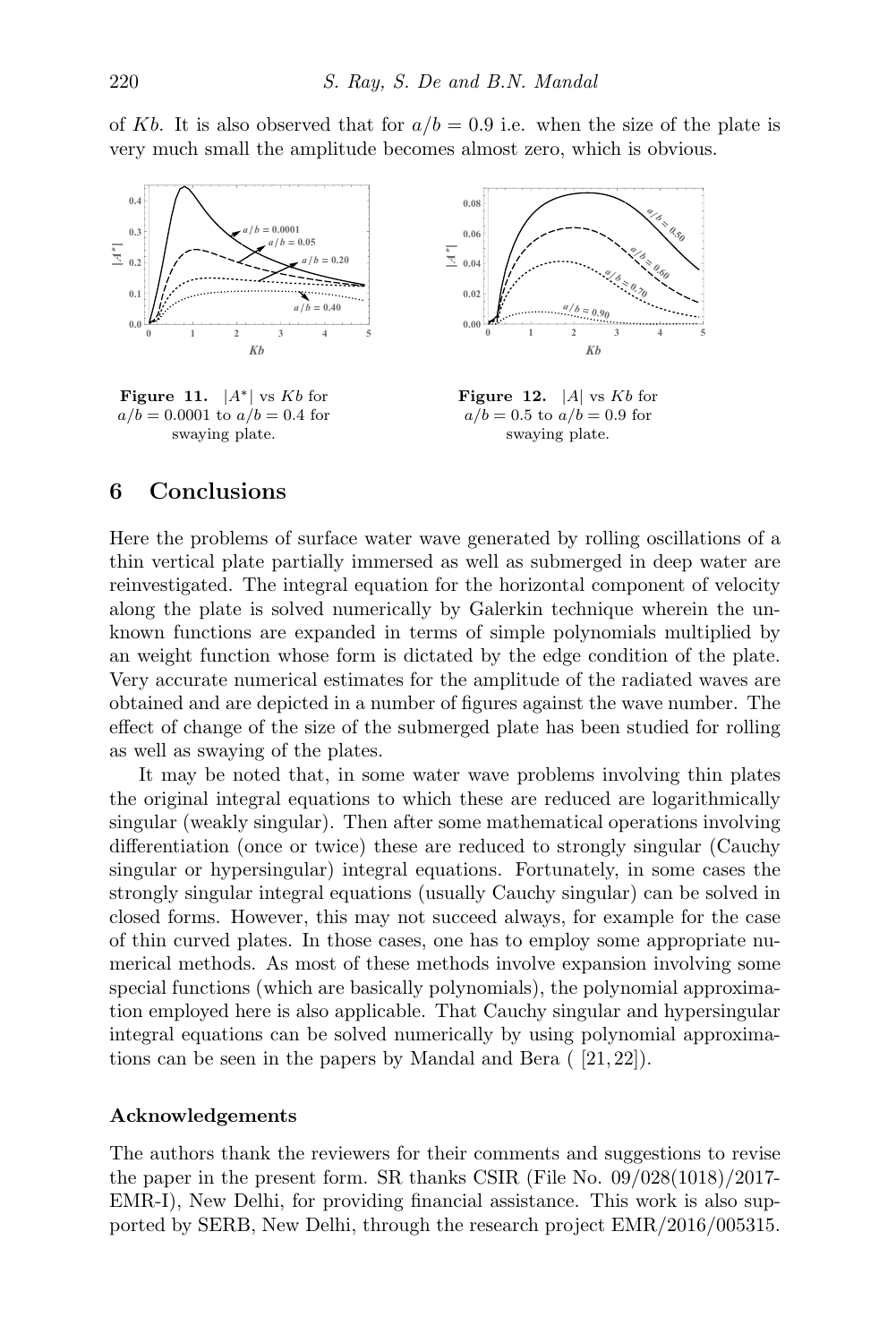of $Kb$. It is also observed that for $a/b = 0.9$ i.e. when the size of the plate is very much small the amplitude becomes almost zero, which is obvious.

**Figure 11.** $|A^*|$ vs $Kb$ for $a/b = 0.0001$ to $a/b = 0.4$ for swaying plate.

**Figure 12.** $|A|$ vs $Kb$ for $a/b = 0.5$ to $a/b = 0.9$ for swaying plate.

## 6 Conclusions

Here the problems of surface water wave generated by rolling oscillations of a thin vertical plate partially immersed as well as submerged in deep water are reinvestigated. The integral equation for the horizontal component of velocity along the plate is solved numerically by Galerkin technique wherein the unknown functions are expanded in terms of simple polynomials multiplied by an weight function whose form is dictated by the edge condition of the plate. Very accurate numerical estimates for the amplitude of the radiated waves are obtained and are depicted in a number of figures against the wave number. The effect of change of the size of the submerged plate has been studied for rolling as well as swaying of the plates.

It may be noted that, in some water wave problems involving thin plates the original integral equations to which these are reduced are logarithmically singular (weakly singular). Then after some mathematical operations involving differentiation (once or twice) these are reduced to strongly singular (Cauchy singular or hypersingular) integral equations. Fortunately, in some cases the strongly singular integral equations (usually Cauchy singular) can be solved in closed forms. However, this may not succeed always, for example for the case of thin curved plates. In those cases, one has to employ some appropriate numerical methods. As most of these methods involve expansion involving some special functions (which are basically polynomials), the polynomial approximation employed here is also applicable. That Cauchy singular and hypersingular integral equations can be solved numerically by using polynomial approximations can be seen in the papers by Mandal and Bera ( [21,22]).

### Acknowledgements

The authors thank the reviewers for their comments and suggestions to revise the paper in the present form. SR thanks CSIR (File No. 09/028(1018)/2017-EMR-I), New Delhi, for providing financial assistance. This work is also supported by SERB, New Delhi, through the research project EMR/2016/005315.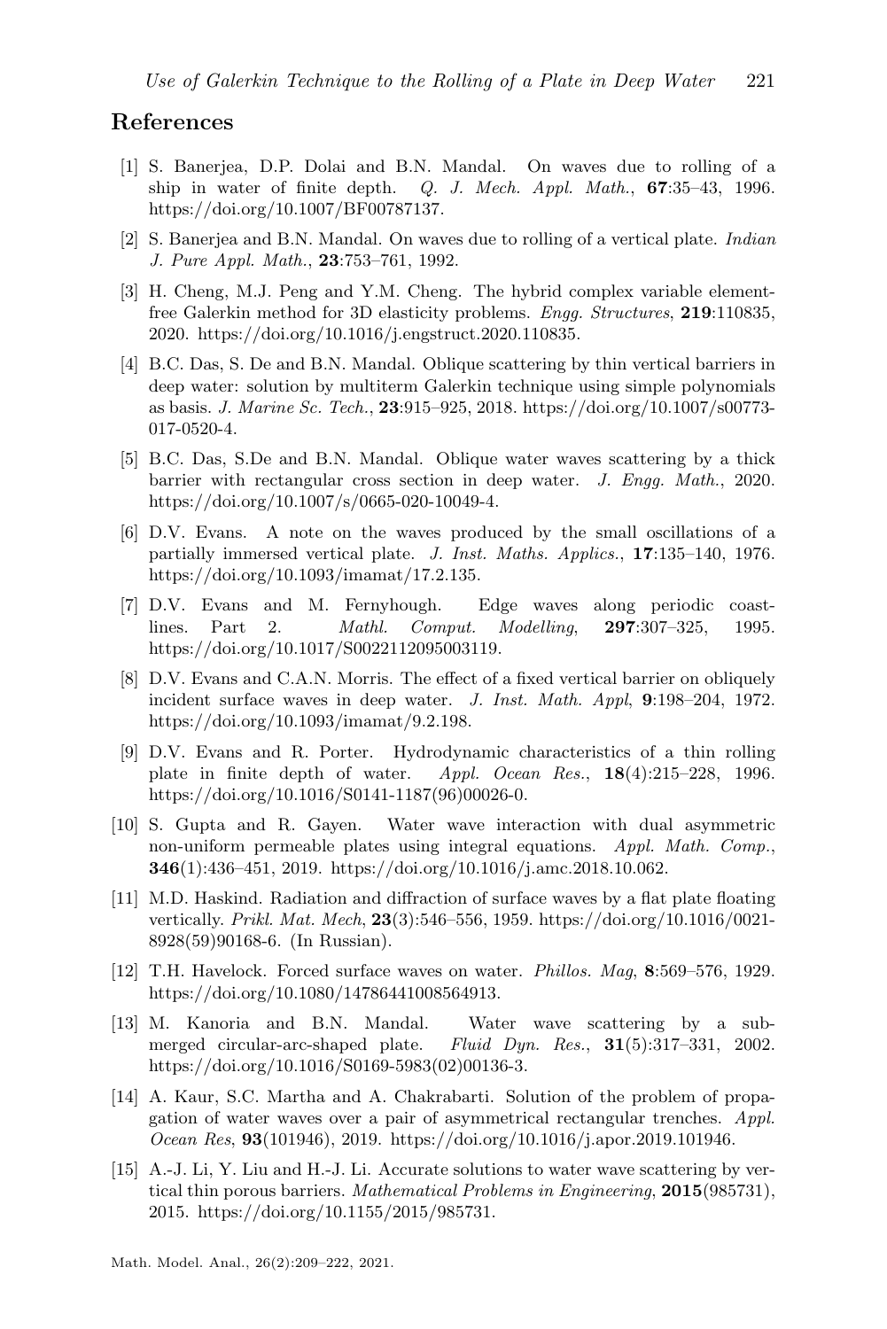## References

[1] S. Banerjea, D.P. Dolai and B.N. Mandal. On waves due to rolling of a ship in water of finite depth. *Q. J. Mech. Appl. Math.*, **67**:35–43, 1996. https://doi.org/10.1007/BF00787137.

[2] S. Banerjea and B.N. Mandal. On waves due to rolling of a vertical plate. *Indian J. Pure Appl. Math.*, **23**:753–761, 1992.

[3] H. Cheng, M.J. Peng and Y.M. Cheng. The hybrid complex variable element-free Galerkin method for 3D elasticity problems. *Engg. Structures*, **219**:110835, 2020. https://doi.org/10.1016/j.engstruct.2020.110835.

[4] B.C. Das, S. De and B.N. Mandal. Oblique scattering by thin vertical barriers in deep water: solution by multiterm Galerkin technique using simple polynomials as basis. *J. Marine Sc. Tech.*, **23**:915–925, 2018. https://doi.org/10.1007/s00773-017-0520-4.

[5] B.C. Das, S.De and B.N. Mandal. Oblique water waves scattering by a thick barrier with rectangular cross section in deep water. *J. Engg. Math.*, 2020. https://doi.org/10.1007/s/0665-020-10049-4.

[6] D.V. Evans. A note on the waves produced by the small oscillations of a partially immersed vertical plate. *J. Inst. Maths. Applics.*, **17**:135–140, 1976. https://doi.org/10.1093/imamat/17.2.135.

[7] D.V. Evans and M. Fernyhough. Edge waves along periodic coastlines. Part 2. *Mathl. Comput. Modelling*, **297**:307–325, 1995. https://doi.org/10.1017/S0022112095003119.

[8] D.V. Evans and C.A.N. Morris. The effect of a fixed vertical barrier on obliquely incident surface waves in deep water. *J. Inst. Math. Appl*, **9**:198–204, 1972. https://doi.org/10.1093/imamat/9.2.198.

[9] D.V. Evans and R. Porter. Hydrodynamic characteristics of a thin rolling plate in finite depth of water. *Appl. Ocean Res.*, **18**(4):215–228, 1996. https://doi.org/10.1016/S0141-1187(96)00026-0.

[10] S. Gupta and R. Gayen. Water wave interaction with dual asymmetric non-uniform permeable plates using integral equations. *Appl. Math. Comp.*, **346**(1):436–451, 2019. https://doi.org/10.1016/j.amc.2018.10.062.

[11] M.D. Haskind. Radiation and diffraction of surface waves by a flat plate floating vertically. *Prikl. Mat. Mech*, **23**(3):546–556, 1959. https://doi.org/10.1016/0021-8928(59)90168-6. (In Russian).

[12] T.H. Havelock. Forced surface waves on water. *Phillos. Mag*, **8**:569–576, 1929. https://doi.org/10.1080/14786441008564913.

[13] M. Kanoria and B.N. Mandal. Water wave scattering by a submerged circular-arc-shaped plate. *Fluid Dyn. Res.*, **31**(5):317–331, 2002. https://doi.org/10.1016/S0169-5983(02)00136-3.

[14] A. Kaur, S.C. Martha and A. Chakrabarti. Solution of the problem of propagation of water waves over a pair of asymmetrical rectangular trenches. *Appl. Ocean Res*, **93**(101946), 2019. https://doi.org/10.1016/j.apor.2019.101946.

[15] A.-J. Li, Y. Liu and H.-J. Li. Accurate solutions to water wave scattering by vertical thin porous barriers. *Mathematical Problems in Engineering*, **2015**(985731), 2015. https://doi.org/10.1155/2015/985731.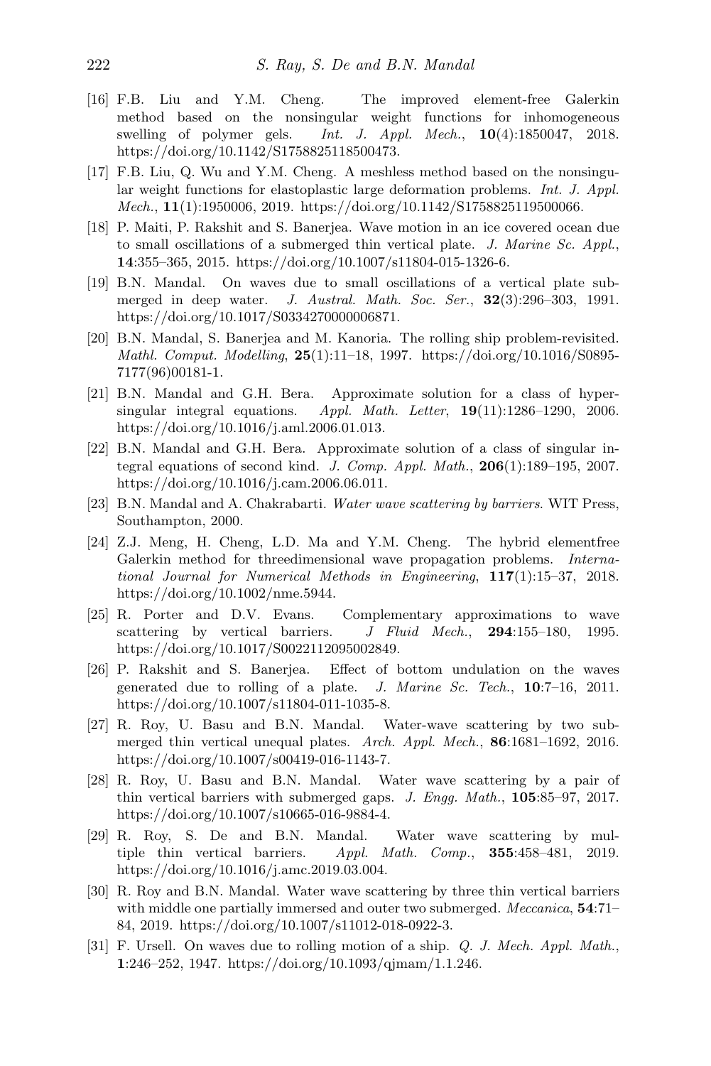[16] F.B. Liu and Y.M. Cheng. The improved element-free Galerkin method based on the nonsingular weight functions for inhomogeneous swelling of polymer gels. *Int. J. Appl. Mech.*, **10**(4):1850047, 2018. https://doi.org/10.1142/S1758825118500473.

[17] F.B. Liu, Q. Wu and Y.M. Cheng. A meshless method based on the nonsingular weight functions for elastoplastic large deformation problems. *Int. J. Appl. Mech.*, **11**(1):1950006, 2019. https://doi.org/10.1142/S1758825119500066.

[18] P. Maiti, P. Rakshit and S. Banerjea. Wave motion in an ice covered ocean due to small oscillations of a submerged thin vertical plate. *J. Marine Sc. Appl.*, **14**:355–365, 2015. https://doi.org/10.1007/s11804-015-1326-6.

[19] B.N. Mandal. On waves due to small oscillations of a vertical plate submerged in deep water. *J. Austral. Math. Soc. Ser.*, **32**(3):296–303, 1991. https://doi.org/10.1017/S0334270000006871.

[20] B.N. Mandal, S. Banerjea and M. Kanoria. The rolling ship problem-revisited. *Mathl. Comput. Modelling*, **25**(1):11–18, 1997. https://doi.org/10.1016/S0895-7177(96)00181-1.

[21] B.N. Mandal and G.H. Bera. Approximate solution for a class of hypersingular integral equations. *Appl. Math. Letter*, **19**(11):1286–1290, 2006. https://doi.org/10.1016/j.aml.2006.01.013.

[22] B.N. Mandal and G.H. Bera. Approximate solution of a class of singular integral equations of second kind. *J. Comp. Appl. Math.*, **206**(1):189–195, 2007. https://doi.org/10.1016/j.cam.2006.06.011.

[23] B.N. Mandal and A. Chakrabarti. *Water wave scattering by barriers*. WIT Press, Southampton, 2000.

[24] Z.J. Meng, H. Cheng, L.D. Ma and Y.M. Cheng. The hybrid elementfree Galerkin method for threedimensional wave propagation problems. *International Journal for Numerical Methods in Engineering*, **117**(1):15–37, 2018. https://doi.org/10.1002/nme.5944.

[25] R. Porter and D.V. Evans. Complementary approximations to wave scattering by vertical barriers. *J Fluid Mech.*, **294**:155–180, 1995. https://doi.org/10.1017/S0022112095002849.

[26] P. Rakshit and S. Banerjea. Effect of bottom undulation on the waves generated due to rolling of a plate. *J. Marine Sc. Tech.*, **10**:7–16, 2011. https://doi.org/10.1007/s11804-011-1035-8.

[27] R. Roy, U. Basu and B.N. Mandal. Water-wave scattering by two submerged thin vertical unequal plates. *Arch. Appl. Mech.*, **86**:1681–1692, 2016. https://doi.org/10.1007/s00419-016-1143-7.

[28] R. Roy, U. Basu and B.N. Mandal. Water wave scattering by a pair of thin vertical barriers with submerged gaps. *J. Engg. Math.*, **105**:85–97, 2017. https://doi.org/10.1007/s10665-016-9884-4.

[29] R. Roy, S. De and B.N. Mandal. Water wave scattering by multiple thin vertical barriers. *Appl. Math. Comp.*, **355**:458–481, 2019. https://doi.org/10.1016/j.amc.2019.03.004.

[30] R. Roy and B.N. Mandal. Water wave scattering by three thin vertical barriers with middle one partially immersed and outer two submerged. *Meccanica*, **54**:71–84, 2019. https://doi.org/10.1007/s11012-018-0922-3.

[31] F. Ursell. On waves due to rolling motion of a ship. *Q. J. Mech. Appl. Math.*, **1**:246–252, 1947. https://doi.org/10.1093/qjmam/1.1.246.